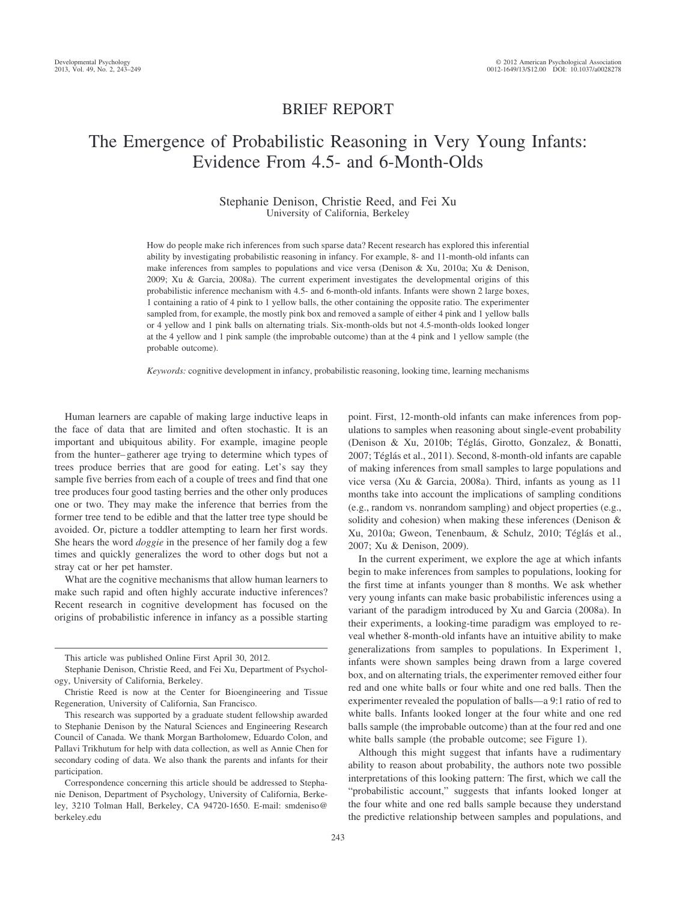BRIEF REPORT

# The Emergence of Probabilistic Reasoning in Very Young Infants: Evidence From 4.5- and 6-Month-Olds

Stephanie Denison, Christie Reed, and Fei Xu
University of California, Berkeley

How do people make rich inferences from such sparse data? Recent research has explored this inferential ability by investigating probabilistic reasoning in infancy. For example, 8- and 11-month-old infants can make inferences from samples to populations and vice versa (Denison & Xu, 2010a; Xu & Denison, 2009; Xu & Garcia, 2008a). The current experiment investigates the developmental origins of this probabilistic inference mechanism with 4.5- and 6-month-old infants. Infants were shown 2 large boxes, 1 containing a ratio of 4 pink to 1 yellow balls, the other containing the opposite ratio. The experimenter sampled from, for example, the mostly pink box and removed a sample of either 4 pink and 1 yellow balls or 4 yellow and 1 pink balls on alternating trials. Six-month-olds but not 4.5-month-olds looked longer at the 4 yellow and 1 pink sample (the improbable outcome) than at the 4 pink and 1 yellow sample (the probable outcome).

*Keywords:* cognitive development in infancy, probabilistic reasoning, looking time, learning mechanisms

Human learners are capable of making large inductive leaps in the face of data that are limited and often stochastic. It is an important and ubiquitous ability. For example, imagine people from the hunter–gatherer age trying to determine which types of trees produce berries that are good for eating. Let's say they sample five berries from each of a couple of trees and find that one tree produces four good tasting berries and the other only produces one or two. They may make the inference that berries from the former tree tend to be edible and that the latter tree type should be avoided. Or, picture a toddler attempting to learn her first words. She hears the word *doggie* in the presence of her family dog a few times and quickly generalizes the word to other dogs but not a stray cat or her pet hamster.

What are the cognitive mechanisms that allow human learners to make such rapid and often highly accurate inductive inferences? Recent research in cognitive development has focused on the origins of probabilistic inference in infancy as a possible starting point. First, 12-month-old infants can make inferences from populations to samples when reasoning about single-event probability (Denison & Xu, 2010b; Téglás, Girotto, Gonzalez, & Bonatti, 2007; Téglás et al., 2011). Second, 8-month-old infants are capable of making inferences from small samples to large populations and vice versa (Xu & Garcia, 2008a). Third, infants as young as 11 months take into account the implications of sampling conditions (e.g., random vs. nonrandom sampling) and object properties (e.g., solidity and cohesion) when making these inferences (Denison & Xu, 2010a; Gweon, Tenenbaum, & Schulz, 2010; Téglás et al., 2007; Xu & Denison, 2009).

In the current experiment, we explore the age at which infants begin to make inferences from samples to populations, looking for the first time at infants younger than 8 months. We ask whether very young infants can make basic probabilistic inferences using a variant of the paradigm introduced by Xu and Garcia (2008a). In their experiments, a looking-time paradigm was employed to reveal whether 8-month-old infants have an intuitive ability to make generalizations from samples to populations. In Experiment 1, infants were shown samples being drawn from a large covered box, and on alternating trials, the experimenter removed either four red and one white balls or four white and one red balls. Then the experimenter revealed the population of balls—a 9:1 ratio of red to white balls. Infants looked longer at the four white and one red balls sample (the improbable outcome) than at the four red and one white balls sample (the probable outcome; see Figure 1).

Although this might suggest that infants have a rudimentary ability to reason about probability, the authors note two possible interpretations of this looking pattern: The first, which we call the "probabilistic account," suggests that infants looked longer at the four white and one red balls sample because they understand the predictive relationship between samples and populations, and

This article was published Online First April 30, 2012.

Stephanie Denison, Christie Reed, and Fei Xu, Department of Psychology, University of California, Berkeley.

Christie Reed is now at the Center for Bioengineering and Tissue Regeneration, University of California, San Francisco.

This research was supported by a graduate student fellowship awarded to Stephanie Denison by the Natural Sciences and Engineering Research Council of Canada. We thank Morgan Bartholomew, Eduardo Colon, and Pallavi Trikhutum for help with data collection, as well as Annie Chen for secondary coding of data. We also thank the parents and infants for their participation.

Correspondence concerning this article should be addressed to Stephanie Denison, Department of Psychology, University of California, Berkeley, 3210 Tolman Hall, Berkeley, CA 94720-1650. E-mail: smdeniso@berkeley.edu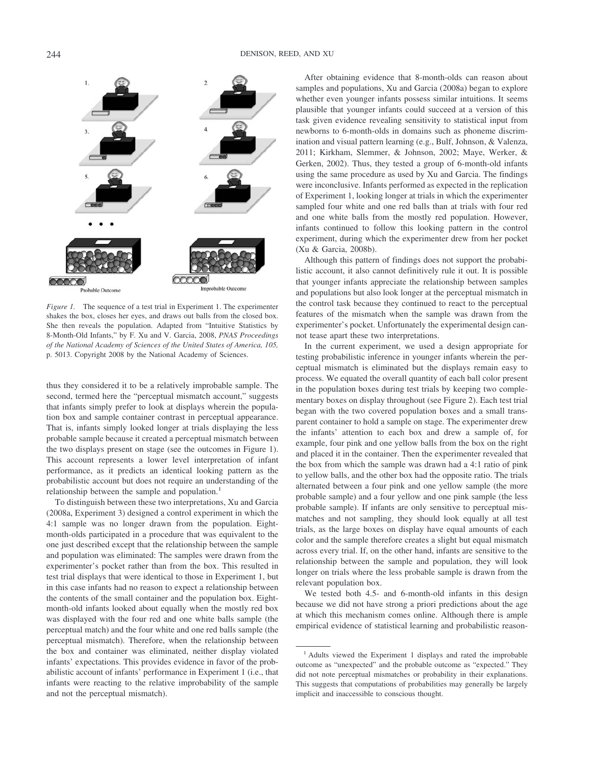1.

2.

3.

4.

5.

6.

• • •

Probable Outcome

Improbable Outcome

*Figure 1.* The sequence of a test trial in Experiment 1. The experimenter shakes the box, closes her eyes, and draws out balls from the closed box. She then reveals the population. Adapted from "Intuitive Statistics by 8-Month-Old Infants," by F. Xu and V. Garcia, 2008, *PNAS Proceedings of the National Academy of Sciences of the United States of America, 105,* p. 5013. Copyright 2008 by the National Academy of Sciences.

thus they considered it to be a relatively improbable sample. The second, termed here the "perceptual mismatch account," suggests that infants simply prefer to look at displays wherein the population box and sample container contrast in perceptual appearance. That is, infants simply looked longer at trials displaying the less probable sample because it created a perceptual mismatch between the two displays present on stage (see the outcomes in Figure 1). This account represents a lower level interpretation of infant performance, as it predicts an identical looking pattern as the probabilistic account but does not require an understanding of the relationship between the sample and population.[1]

To distinguish between these two interpretations, Xu and Garcia (2008a, Experiment 3) designed a control experiment in which the 4:1 sample was no longer drawn from the population. Eight-month-olds participated in a procedure that was equivalent to the one just described except that the relationship between the sample and population was eliminated: The samples were drawn from the experimenter's pocket rather than from the box. This resulted in test trial displays that were identical to those in Experiment 1, but in this case infants had no reason to expect a relationship between the contents of the small container and the population box. Eight-month-old infants looked about equally when the mostly red box was displayed with the four red and one white balls sample (the perceptual match) and the four white and one red balls sample (the perceptual mismatch). Therefore, when the relationship between the box and container was eliminated, neither display violated infants' expectations. This provides evidence in favor of the probabilistic account of infants' performance in Experiment 1 (i.e., that infants were reacting to the relative improbability of the sample and not the perceptual mismatch).

After obtaining evidence that 8-month-olds can reason about samples and populations, Xu and Garcia (2008a) began to explore whether even younger infants possess similar intuitions. It seems plausible that younger infants could succeed at a version of this task given evidence revealing sensitivity to statistical input from newborns to 6-month-olds in domains such as phoneme discrimination and visual pattern learning (e.g., Bulf, Johnson, & Valenza, 2011; Kirkham, Slemmer, & Johnson, 2002; Maye, Werker, & Gerken, 2002). Thus, they tested a group of 6-month-old infants using the same procedure as used by Xu and Garcia. The findings were inconclusive. Infants performed as expected in the replication of Experiment 1, looking longer at trials in which the experimenter sampled four white and one red balls than at trials with four red and one white balls from the mostly red population. However, infants continued to follow this looking pattern in the control experiment, during which the experimenter drew from her pocket (Xu & Garcia, 2008b).

Although this pattern of findings does not support the probabilistic account, it also cannot definitively rule it out. It is possible that younger infants appreciate the relationship between samples and populations but also look longer at the perceptual mismatch in the control task because they continued to react to the perceptual features of the mismatch when the sample was drawn from the experimenter's pocket. Unfortunately the experimental design cannot tease apart these two interpretations.

In the current experiment, we used a design appropriate for testing probabilistic inference in younger infants wherein the perceptual mismatch is eliminated but the displays remain easy to process. We equated the overall quantity of each ball color present in the population boxes during test trials by keeping two complementary boxes on display throughout (see Figure 2). Each test trial began with the two covered population boxes and a small transparent container to hold a sample on stage. The experimenter drew the infants' attention to each box and drew a sample of, for example, four pink and one yellow balls from the box on the right and placed it in the container. Then the experimenter revealed that the box from which the sample was drawn had a 4:1 ratio of pink to yellow balls, and the other box had the opposite ratio. The trials alternated between a four pink and one yellow sample (the more probable sample) and a four yellow and one pink sample (the less probable sample). If infants are only sensitive to perceptual mismatches and not sampling, they should look equally at all test trials, as the large boxes on display have equal amounts of each color and the sample therefore creates a slight but equal mismatch across every trial. If, on the other hand, infants are sensitive to the relationship between the sample and population, they will look longer on trials where the less probable sample is drawn from the relevant population box.

We tested both 4.5- and 6-month-old infants in this design because we did not have strong a priori predictions about the age at which this mechanism comes online. Although there is ample empirical evidence of statistical learning and probabilistic reason-

[1] Adults viewed the Experiment 1 displays and rated the improbable outcome as "unexpected" and the probable outcome as "expected." They did not note perceptual mismatches or probability in their explanations. This suggests that computations of probabilities may generally be largely implicit and inaccessible to conscious thought.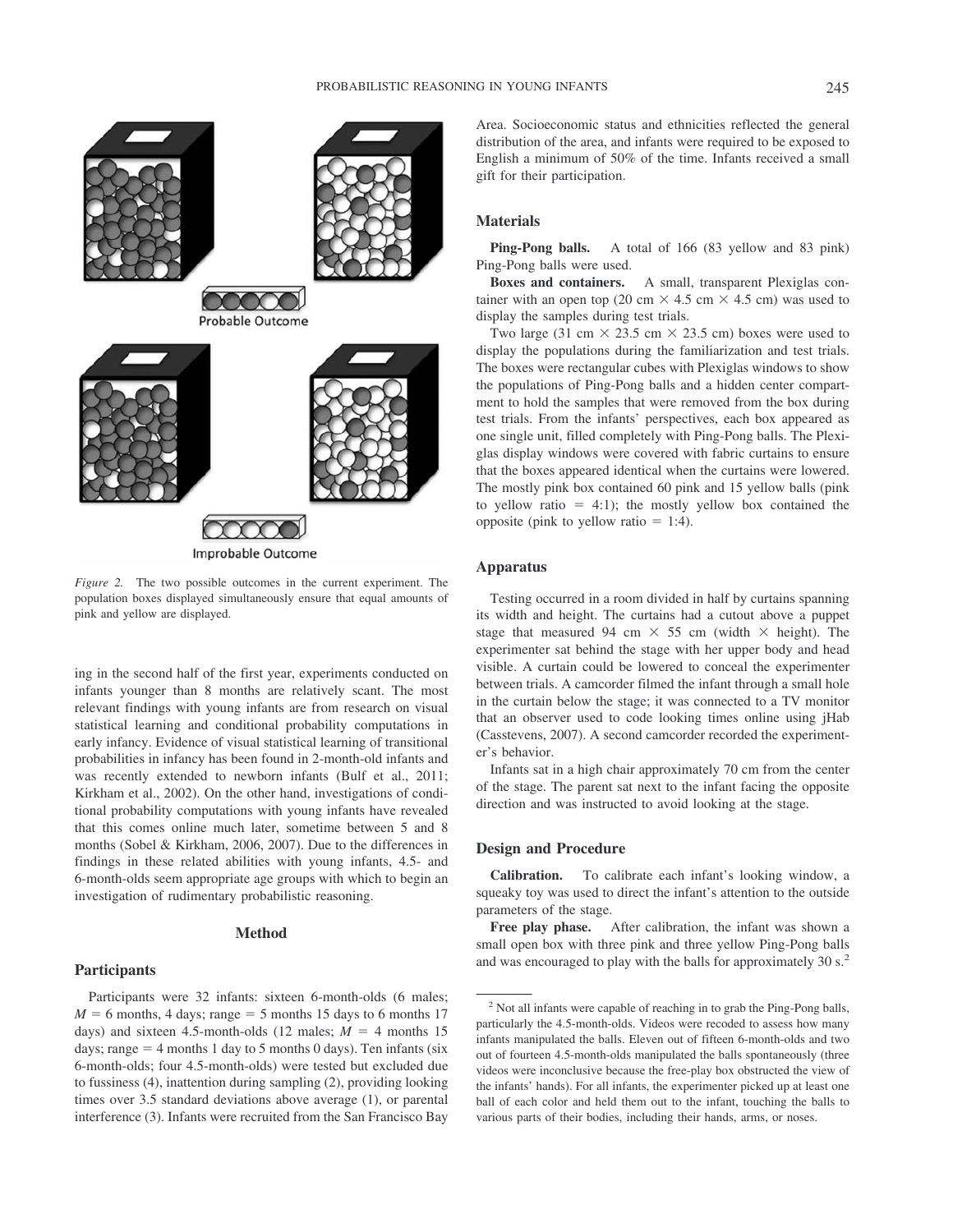Probable Outcome

Improbable Outcome

*Figure 2.* The two possible outcomes in the current experiment. The population boxes displayed simultaneously ensure that equal amounts of pink and yellow are displayed.

ing in the second half of the first year, experiments conducted on infants younger than 8 months are relatively scant. The most relevant findings with young infants are from research on visual statistical learning and conditional probability computations in early infancy. Evidence of visual statistical learning of transitional probabilities in infancy has been found in 2-month-old infants and was recently extended to newborn infants (Bulf et al., 2011; Kirkham et al., 2002). On the other hand, investigations of conditional probability computations with young infants have revealed that this comes online much later, sometime between 5 and 8 months (Sobel & Kirkham, 2006, 2007). Due to the differences in findings in these related abilities with young infants, 4.5- and 6-month-olds seem appropriate age groups with which to begin an investigation of rudimentary probabilistic reasoning.

## Method

### Participants

Participants were 32 infants: sixteen 6-month-olds (6 males; $M$ = 6 months, 4 days; range = 5 months 15 days to 6 months 17 days) and sixteen 4.5-month-olds (12 males; $M$ = 4 months 15 days; range = 4 months 1 day to 5 months 0 days). Ten infants (six 6-month-olds; four 4.5-month-olds) were tested but excluded due to fussiness (4), inattention during sampling (2), providing looking times over 3.5 standard deviations above average (1), or parental interference (3). Infants were recruited from the San Francisco Bay Area. Socioeconomic status and ethnicities reflected the general distribution of the area, and infants were required to be exposed to English a minimum of 50% of the time. Infants received a small gift for their participation.

### Materials

**Ping-Pong balls.** A total of 166 (83 yellow and 83 pink) Ping-Pong balls were used.

**Boxes and containers.** A small, transparent Plexiglas container with an open top (20 cm × 4.5 cm × 4.5 cm) was used to display the samples during test trials.

Two large (31 cm × 23.5 cm × 23.5 cm) boxes were used to display the populations during the familiarization and test trials. The boxes were rectangular cubes with Plexiglas windows to show the populations of Ping-Pong balls and a hidden center compartment to hold the samples that were removed from the box during test trials. From the infants' perspectives, each box appeared as one single unit, filled completely with Ping-Pong balls. The Plexiglas display windows were covered with fabric curtains to ensure that the boxes appeared identical when the curtains were lowered. The mostly pink box contained 60 pink and 15 yellow balls (pink to yellow ratio = 4:1); the mostly yellow box contained the opposite (pink to yellow ratio = 1:4).

### Apparatus

Testing occurred in a room divided in half by curtains spanning its width and height. The curtains had a cutout above a puppet stage that measured 94 cm × 55 cm (width × height). The experimenter sat behind the stage with her upper body and head visible. A curtain could be lowered to conceal the experimenter between trials. A camcorder filmed the infant through a small hole in the curtain below the stage; it was connected to a TV monitor that an observer used to code looking times online using jHab (Casstevens, 2007). A second camcorder recorded the experimenter's behavior.

Infants sat in a high chair approximately 70 cm from the center of the stage. The parent sat next to the infant facing the opposite direction and was instructed to avoid looking at the stage.

### Design and Procedure

**Calibration.** To calibrate each infant's looking window, a squeaky toy was used to direct the infant's attention to the outside parameters of the stage.

**Free play phase.** After calibration, the infant was shown a small open box with three pink and three yellow Ping-Pong balls and was encouraged to play with the balls for approximately 30 s.[2]

[2] Not all infants were capable of reaching in to grab the Ping-Pong balls, particularly the 4.5-month-olds. Videos were recoded to assess how many infants manipulated the balls. Eleven out of fifteen 6-month-olds and two out of fourteen 4.5-month-olds manipulated the balls spontaneously (three videos were inconclusive because the free-play box obstructed the view of the infants' hands). For all infants, the experimenter picked up at least one ball of each color and held them out to the infant, touching the balls to various parts of their bodies, including their hands, arms, or noses.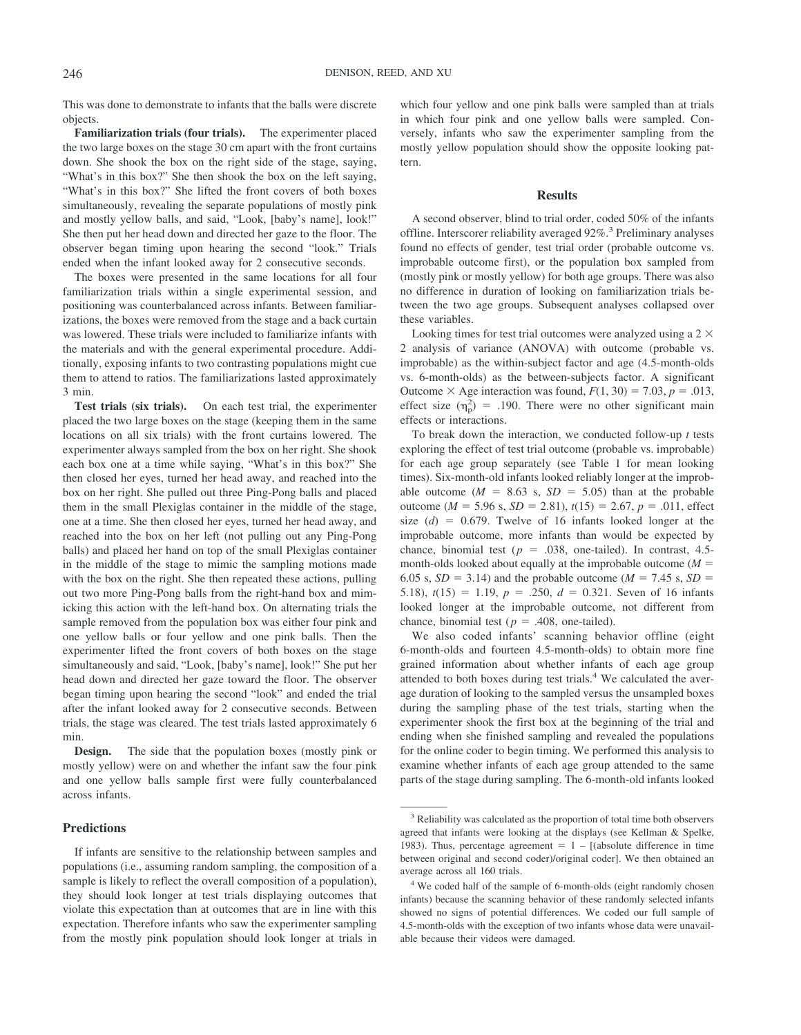This was done to demonstrate to infants that the balls were discrete objects.

**Familiarization trials (four trials).** The experimenter placed the two large boxes on the stage 30 cm apart with the front curtains down. She shook the box on the right side of the stage, saying, "What's in this box?" She then shook the box on the left saying, "What's in this box?" She lifted the front covers of both boxes simultaneously, revealing the separate populations of mostly pink and mostly yellow balls, and said, "Look, [baby's name], look!" She then put her head down and directed her gaze to the floor. The observer began timing upon hearing the second "look." Trials ended when the infant looked away for 2 consecutive seconds.

The boxes were presented in the same locations for all four familiarization trials within a single experimental session, and positioning was counterbalanced across infants. Between familiarizations, the boxes were removed from the stage and a back curtain was lowered. These trials were included to familiarize infants with the materials and with the general experimental procedure. Additionally, exposing infants to two contrasting populations might cue them to attend to ratios. The familiarizations lasted approximately 3 min.

**Test trials (six trials).** On each test trial, the experimenter placed the two large boxes on the stage (keeping them in the same locations on all six trials) with the front curtains lowered. The experimenter always sampled from the box on her right. She shook each box one at a time while saying, "What's in this box?" She then closed her eyes, turned her head away, and reached into the box on her right. She pulled out three Ping-Pong balls and placed them in the small Plexiglas container in the middle of the stage, one at a time. She then closed her eyes, turned her head away, and reached into the box on her left (not pulling out any Ping-Pong balls) and placed her hand on top of the small Plexiglas container in the middle of the stage to mimic the sampling motions made with the box on the right. She then repeated these actions, pulling out two more Ping-Pong balls from the right-hand box and mimicking this action with the left-hand box. On alternating trials the sample removed from the population box was either four pink and one yellow balls or four yellow and one pink balls. Then the experimenter lifted the front covers of both boxes on the stage simultaneously and said, "Look, [baby's name], look!" She put her head down and directed her gaze toward the floor. The observer began timing upon hearing the second "look" and ended the trial after the infant looked away for 2 consecutive seconds. Between trials, the stage was cleared. The test trials lasted approximately 6 min.

**Design.** The side that the population boxes (mostly pink or mostly yellow) were on and whether the infant saw the four pink and one yellow balls sample first were fully counterbalanced across infants.

## Predictions

If infants are sensitive to the relationship between samples and populations (i.e., assuming random sampling, the composition of a sample is likely to reflect the overall composition of a population), they should look longer at test trials displaying outcomes that violate this expectation than at outcomes that are in line with this expectation. Therefore infants who saw the experimenter sampling from the mostly pink population should look longer at trials in which four yellow and one pink balls were sampled than at trials in which four pink and one yellow balls were sampled. Conversely, infants who saw the experimenter sampling from the mostly yellow population should show the opposite looking pattern.

## Results

A second observer, blind to trial order, coded 50% of the infants offline. Interscorer reliability averaged 92%.[3] Preliminary analyses found no effects of gender, test trial order (probable outcome vs. improbable outcome first), or the population box sampled from (mostly pink or mostly yellow) for both age groups. There was also no difference in duration of looking on familiarization trials between the two age groups. Subsequent analyses collapsed over these variables.

Looking times for test trial outcomes were analyzed using a 2 × 2 analysis of variance (ANOVA) with outcome (probable vs. improbable) as the within-subject factor and age (4.5-month-olds vs. 6-month-olds) as the between-subjects factor. A significant Outcome × Age interaction was found, $F(1, 30) = 7.03$, $p = .013$, effect size ($\eta_p^2$) = .190. There were no other significant main effects or interactions.

To break down the interaction, we conducted follow-up *t* tests exploring the effect of test trial outcome (probable vs. improbable) for each age group separately (see Table 1 for mean looking times). Six-month-old infants looked reliably longer at the improbable outcome ($M = 8.63$ s, $SD = 5.05$) than at the probable outcome ($M = 5.96$ s, $SD = 2.81$), $t(15) = 2.67$, $p = .011$, effect size ($d$) = 0.679. Twelve of 16 infants looked longer at the improbable outcome, more infants than would be expected by chance, binomial test ($p = .038$, one-tailed). In contrast, 4.5-month-olds looked about equally at the improbable outcome ($M = 6.05$ s, $SD = 3.14$) and the probable outcome ($M = 7.45$ s, $SD = 5.18$), $t(15) = 1.19$, $p = .250$, $d = 0.321$. Seven of 16 infants looked longer at the improbable outcome, not different from chance, binomial test ($p = .408$, one-tailed).

We also coded infants' scanning behavior offline (eight 6-month-olds and fourteen 4.5-month-olds) to obtain more fine grained information about whether infants of each age group attended to both boxes during test trials.[4] We calculated the average duration of looking to the sampled versus the unsampled boxes during the sampling phase of the test trials, starting when the experimenter shook the first box at the beginning of the trial and ending when she finished sampling and revealed the populations for the online coder to begin timing. We performed this analysis to examine whether infants of each age group attended to the same parts of the stage during sampling. The 6-month-old infants looked

---

[3] Reliability was calculated as the proportion of total time both observers agreed that infants were looking at the displays (see Kellman & Spelke, 1983). Thus, percentage agreement = 1 – [(absolute difference in time between original and second coder)/original coder]. We then obtained an average across all 160 trials.

[4] We coded half of the sample of 6-month-olds (eight randomly chosen infants) because the scanning behavior of these randomly selected infants showed no signs of potential differences. We coded our full sample of 4.5-month-olds with the exception of two infants whose data were unavailable because their videos were damaged.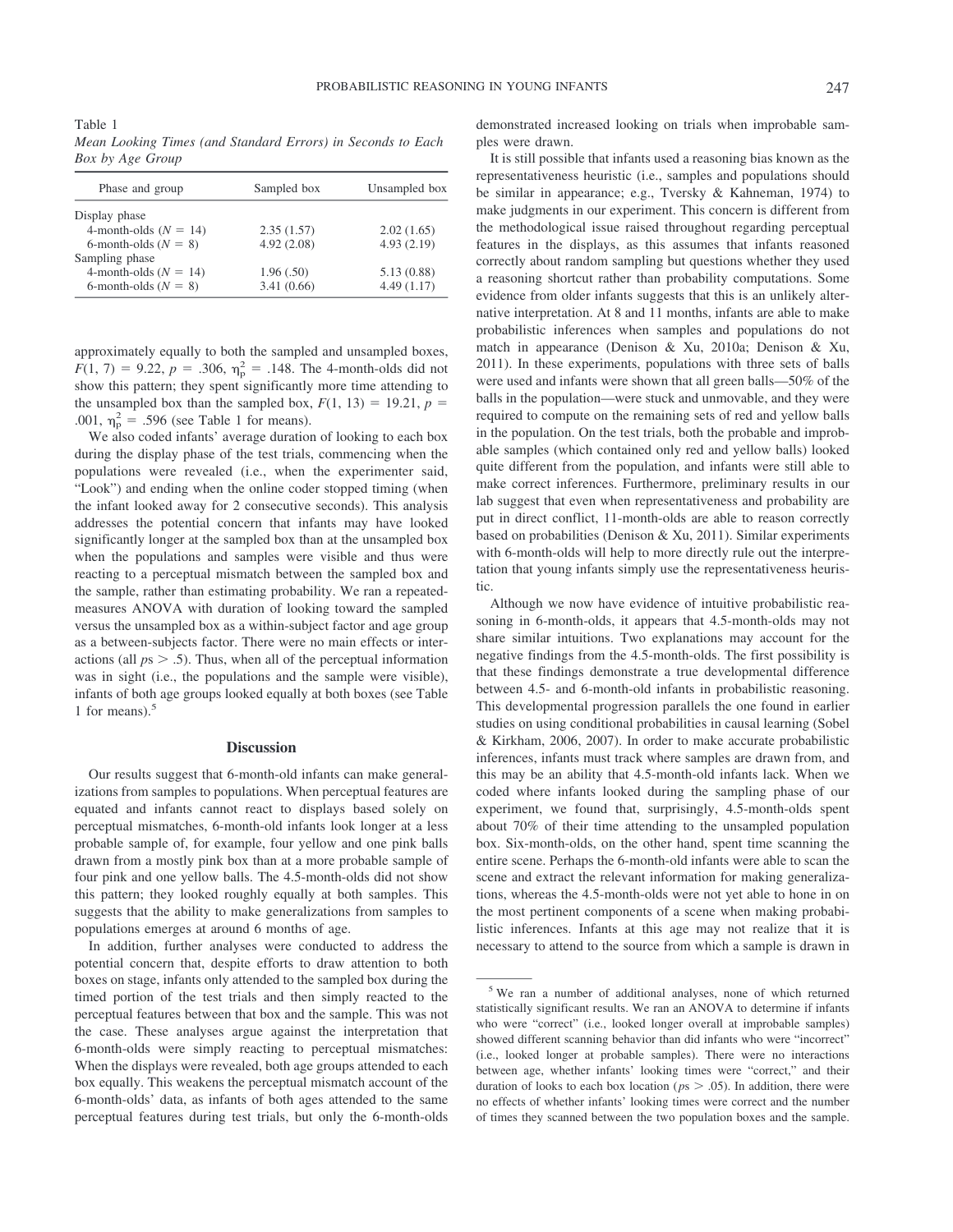Table 1
*Mean Looking Times (and Standard Errors) in Seconds to Each Box by Age Group*

| Phase and group | Sampled box | Unsampled box |
|---|---|---|
| Display phase | | |
| 4-month-olds ($N = 14$) | 2.35 (1.57) | 2.02 (1.65) |
| 6-month-olds ($N = 8$) | 4.92 (2.08) | 4.93 (2.19) |
| Sampling phase | | |
| 4-month-olds ($N = 14$) | 1.96 (.50) | 5.13 (0.88) |
| 6-month-olds ($N = 8$) | 3.41 (0.66) | 4.49 (1.17) |

approximately equally to both the sampled and unsampled boxes, $F(1, 7) = 9.22$, $p = .306$, $\eta_p^2 = .148$. The 4-month-olds did not show this pattern; they spent significantly more time attending to the unsampled box than the sampled box, $F(1, 13) = 19.21$, $p = .001$, $\eta_p^2 = .596$ (see Table 1 for means).

We also coded infants' average duration of looking to each box during the display phase of the test trials, commencing when the populations were revealed (i.e., when the experimenter said, "Look") and ending when the online coder stopped timing (when the infant looked away for 2 consecutive seconds). This analysis addresses the potential concern that infants may have looked significantly longer at the sampled box than at the unsampled box when the populations and samples were visible and thus were reacting to a perceptual mismatch between the sampled box and the sample, rather than estimating probability. We ran a repeated-measures ANOVA with duration of looking toward the sampled versus the unsampled box as a within-subject factor and age group as a between-subjects factor. There were no main effects or interactions (all $ps > .5$). Thus, when all of the perceptual information was in sight (i.e., the populations and the sample were visible), infants of both age groups looked equally at both boxes (see Table 1 for means).[5]

## Discussion

Our results suggest that 6-month-old infants can make generalizations from samples to populations. When perceptual features are equated and infants cannot react to displays based solely on perceptual mismatches, 6-month-old infants look longer at a less probable sample of, for example, four yellow and one pink balls drawn from a mostly pink box than at a more probable sample of four pink and one yellow balls. The 4.5-month-olds did not show this pattern; they looked roughly equally at both samples. This suggests that the ability to make generalizations from samples to populations emerges at around 6 months of age.

In addition, further analyses were conducted to address the potential concern that, despite efforts to draw attention to both boxes on stage, infants only attended to the sampled box during the timed portion of the test trials and then simply reacted to the perceptual features between that box and the sample. This was not the case. These analyses argue against the interpretation that 6-month-olds were simply reacting to perceptual mismatches: When the displays were revealed, both age groups attended to each box equally. This weakens the perceptual mismatch account of the 6-month-olds' data, as infants of both ages attended to the same perceptual features during test trials, but only the 6-month-olds demonstrated increased looking on trials when improbable samples were drawn.

It is still possible that infants used a reasoning bias known as the representativeness heuristic (i.e., samples and populations should be similar in appearance; e.g., Tversky & Kahneman, 1974) to make judgments in our experiment. This concern is different from the methodological issue raised throughout regarding perceptual features in the displays, as this assumes that infants reasoned correctly about random sampling but questions whether they used a reasoning shortcut rather than probability computations. Some evidence from older infants suggests that this is an unlikely alternative interpretation. At 8 and 11 months, infants are able to make probabilistic inferences when samples and populations do not match in appearance (Denison & Xu, 2010a; Denison & Xu, 2011). In these experiments, populations with three sets of balls were used and infants were shown that all green balls—50% of the balls in the population—were stuck and unmovable, and they were required to compute on the remaining sets of red and yellow balls in the population. On the test trials, both the probable and improbable samples (which contained only red and yellow balls) looked quite different from the population, and infants were still able to make correct inferences. Furthermore, preliminary results in our lab suggest that even when representativeness and probability are put in direct conflict, 11-month-olds are able to reason correctly based on probabilities (Denison & Xu, 2011). Similar experiments with 6-month-olds will help to more directly rule out the interpretation that young infants simply use the representativeness heuristic.

Although we now have evidence of intuitive probabilistic reasoning in 6-month-olds, it appears that 4.5-month-olds may not share similar intuitions. Two explanations may account for the negative findings from the 4.5-month-olds. The first possibility is that these findings demonstrate a true developmental difference between 4.5- and 6-month-old infants in probabilistic reasoning. This developmental progression parallels the one found in earlier studies on using conditional probabilities in causal learning (Sobel & Kirkham, 2006, 2007). In order to make accurate probabilistic inferences, infants must track where samples are drawn from, and this may be an ability that 4.5-month-old infants lack. When we coded where infants looked during the sampling phase of our experiment, we found that, surprisingly, 4.5-month-olds spent about 70% of their time attending to the unsampled population box. Six-month-olds, on the other hand, spent time scanning the entire scene. Perhaps the 6-month-old infants were able to scan the scene and extract the relevant information for making generalizations, whereas the 4.5-month-olds were not yet able to hone in on the most pertinent components of a scene when making probabilistic inferences. Infants at this age may not realize that it is necessary to attend to the source from which a sample is drawn in

[5] We ran a number of additional analyses, none of which returned statistically significant results. We ran an ANOVA to determine if infants who were "correct" (i.e., looked longer overall at improbable samples) showed different scanning behavior than did infants who were "incorrect" (i.e., looked longer at probable samples). There were no interactions between age, whether infants' looking times were "correct," and their duration of looks to each box location ($ps > .05$). In addition, there were no effects of whether infants' looking times were correct and the number of times they scanned between the two population boxes and the sample.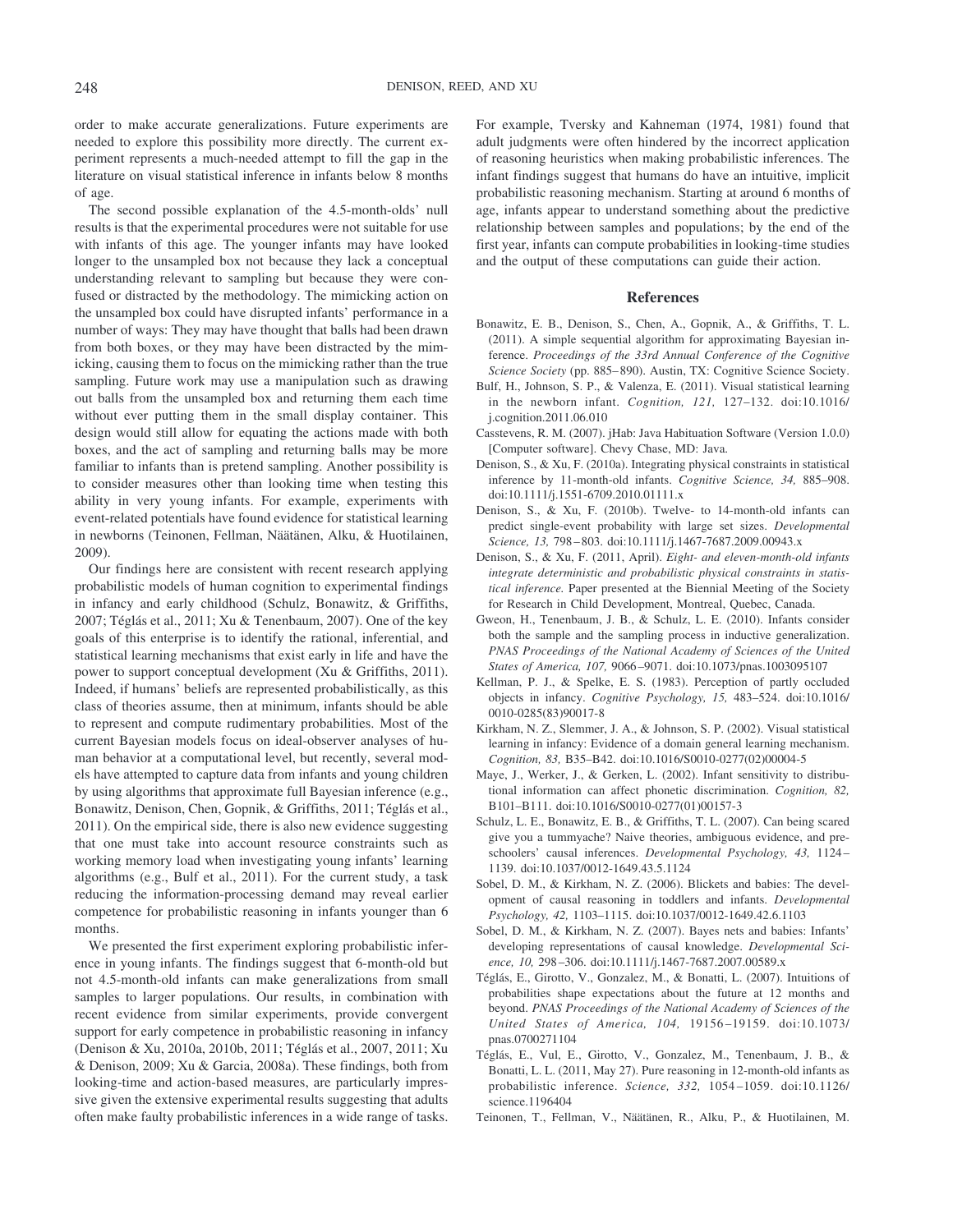order to make accurate generalizations. Future experiments are needed to explore this possibility more directly. The current experiment represents a much-needed attempt to fill the gap in the literature on visual statistical inference in infants below 8 months of age.

The second possible explanation of the 4.5-month-olds' null results is that the experimental procedures were not suitable for use with infants of this age. The younger infants may have looked longer to the unsampled box not because they lack a conceptual understanding relevant to sampling but because they were confused or distracted by the methodology. The mimicking action on the unsampled box could have disrupted infants' performance in a number of ways: They may have thought that balls had been drawn from both boxes, or they may have been distracted by the mimicking, causing them to focus on the mimicking rather than the true sampling. Future work may use a manipulation such as drawing out balls from the unsampled box and returning them each time without ever putting them in the small display container. This design would still allow for equating the actions made with both boxes, and the act of sampling and returning balls may be more familiar to infants than is pretend sampling. Another possibility is to consider measures other than looking time when testing this ability in very young infants. For example, experiments with event-related potentials have found evidence for statistical learning in newborns (Teinonen, Fellman, Näätänen, Alku, & Huotilainen, 2009).

Our findings here are consistent with recent research applying probabilistic models of human cognition to experimental findings in infancy and early childhood (Schulz, Bonawitz, & Griffiths, 2007; Téglás et al., 2011; Xu & Tenenbaum, 2007). One of the key goals of this enterprise is to identify the rational, inferential, and statistical learning mechanisms that exist early in life and have the power to support conceptual development (Xu & Griffiths, 2011). Indeed, if humans' beliefs are represented probabilistically, as this class of theories assume, then at minimum, infants should be able to represent and compute rudimentary probabilities. Most of the current Bayesian models focus on ideal-observer analyses of human behavior at a computational level, but recently, several models have attempted to capture data from infants and young children by using algorithms that approximate full Bayesian inference (e.g., Bonawitz, Denison, Chen, Gopnik, & Griffiths, 2011; Téglás et al., 2011). On the empirical side, there is also new evidence suggesting that one must take into account resource constraints such as working memory load when investigating young infants' learning algorithms (e.g., Bulf et al., 2011). For the current study, a task reducing the information-processing demand may reveal earlier competence for probabilistic reasoning in infants younger than 6 months.

We presented the first experiment exploring probabilistic inference in young infants. The findings suggest that 6-month-old but not 4.5-month-old infants can make generalizations from small samples to larger populations. Our results, in combination with recent evidence from similar experiments, provide convergent support for early competence in probabilistic reasoning in infancy (Denison & Xu, 2010a, 2010b, 2011; Téglás et al., 2007, 2011; Xu & Denison, 2009; Xu & Garcia, 2008a). These findings, both from looking-time and action-based measures, are particularly impressive given the extensive experimental results suggesting that adults often make faulty probabilistic inferences in a wide range of tasks. For example, Tversky and Kahneman (1974, 1981) found that adult judgments were often hindered by the incorrect application of reasoning heuristics when making probabilistic inferences. The infant findings suggest that humans do have an intuitive, implicit probabilistic reasoning mechanism. Starting at around 6 months of age, infants appear to understand something about the predictive relationship between samples and populations; by the end of the first year, infants can compute probabilities in looking-time studies and the output of these computations can guide their action.

## References

Bonawitz, E. B., Denison, S., Chen, A., Gopnik, A., & Griffiths, T. L. (2011). A simple sequential algorithm for approximating Bayesian inference. *Proceedings of the 33rd Annual Conference of the Cognitive Science Society* (pp. 885–890). Austin, TX: Cognitive Science Society.

Bulf, H., Johnson, S. P., & Valenza, E. (2011). Visual statistical learning in the newborn infant. *Cognition, 121,* 127–132. doi:10.1016/j.cognition.2011.06.010

Casstevens, R. M. (2007). jHab: Java Habituation Software (Version 1.0.0) [Computer software]. Chevy Chase, MD: Java.

Denison, S., & Xu, F. (2010a). Integrating physical constraints in statistical inference by 11-month-old infants. *Cognitive Science, 34,* 885–908. doi:10.1111/j.1551-6709.2010.01111.x

Denison, S., & Xu, F. (2010b). Twelve- to 14-month-old infants can predict single-event probability with large set sizes. *Developmental Science, 13,* 798–803. doi:10.1111/j.1467-7687.2009.00943.x

Denison, S., & Xu, F. (2011, April). *Eight- and eleven-month-old infants integrate deterministic and probabilistic physical constraints in statistical inference.* Paper presented at the Biennial Meeting of the Society for Research in Child Development, Montreal, Quebec, Canada.

Gweon, H., Tenenbaum, J. B., & Schulz, L. E. (2010). Infants consider both the sample and the sampling process in inductive generalization. *PNAS Proceedings of the National Academy of Sciences of the United States of America, 107,* 9066–9071. doi:10.1073/pnas.1003095107

Kellman, P. J., & Spelke, E. S. (1983). Perception of partly occluded objects in infancy. *Cognitive Psychology, 15,* 483–524. doi:10.1016/0010-0285(83)90017-8

Kirkham, N. Z., Slemmer, J. A., & Johnson, S. P. (2002). Visual statistical learning in infancy: Evidence of a domain general learning mechanism. *Cognition, 83,* B35–B42. doi:10.1016/S0010-0277(02)00004-5

Maye, J., Werker, J., & Gerken, L. (2002). Infant sensitivity to distributional information can affect phonetic discrimination. *Cognition, 82,* B101–B111. doi:10.1016/S0010-0277(01)00157-3

Schulz, L. E., Bonawitz, E. B., & Griffiths, T. L. (2007). Can being scared give you a tummyache? Naive theories, ambiguous evidence, and preschoolers' causal inferences. *Developmental Psychology, 43,* 1124–1139. doi:10.1037/0012-1649.43.5.1124

Sobel, D. M., & Kirkham, N. Z. (2006). Blickets and babies: The development of causal reasoning in toddlers and infants. *Developmental Psychology, 42,* 1103–1115. doi:10.1037/0012-1649.42.6.1103

Sobel, D. M., & Kirkham, N. Z. (2007). Bayes nets and babies: Infants' developing representations of causal knowledge. *Developmental Science, 10,* 298–306. doi:10.1111/j.1467-7687.2007.00589.x

Téglás, E., Girotto, V., Gonzalez, M., & Bonatti, L. (2007). Intuitions of probabilities shape expectations about the future at 12 months and beyond. *PNAS Proceedings of the National Academy of Sciences of the United States of America, 104,* 19156–19159. doi:10.1073/pnas.0700271104

Téglás, E., Vul, E., Girotto, V., Gonzalez, M., Tenenbaum, J. B., & Bonatti, L. L. (2011, May 27). Pure reasoning in 12-month-old infants as probabilistic inference. *Science, 332,* 1054–1059. doi:10.1126/science.1196404

Teinonen, T., Fellman, V., Näätänen, R., Alku, P., & Huotilainen, M.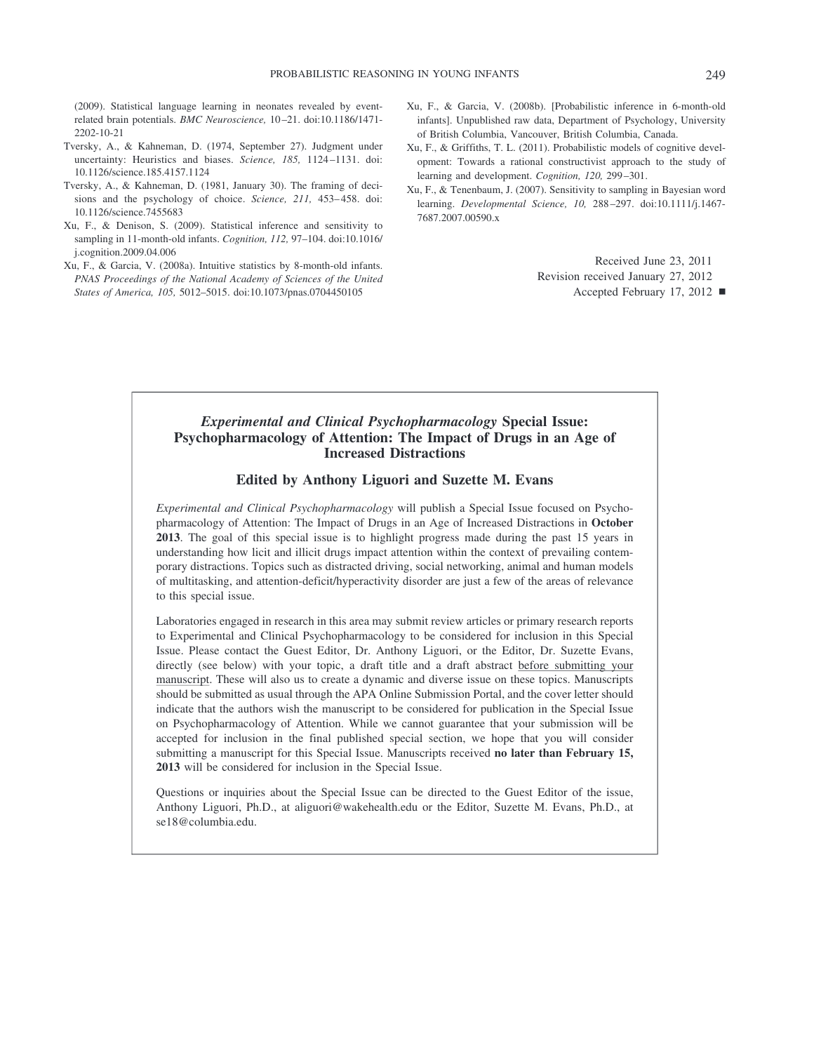(2009). Statistical language learning in neonates revealed by event-related brain potentials. *BMC Neuroscience, 10*–21. doi:10.1186/1471-2202-10-21

Tversky, A., & Kahneman, D. (1974, September 27). Judgment under uncertainty: Heuristics and biases. *Science, 185,* 1124–1131. doi:10.1126/science.185.4157.1124

Tversky, A., & Kahneman, D. (1981, January 30). The framing of decisions and the psychology of choice. *Science, 211,* 453–458. doi:10.1126/science.7455683

Xu, F., & Denison, S. (2009). Statistical inference and sensitivity to sampling in 11-month-old infants. *Cognition, 112,* 97–104. doi:10.1016/j.cognition.2009.04.006

Xu, F., & Garcia, V. (2008a). Intuitive statistics by 8-month-old infants. *PNAS Proceedings of the National Academy of Sciences of the United States of America, 105,* 5012–5015. doi:10.1073/pnas.0704450105

Xu, F., & Garcia, V. (2008b). [Probabilistic inference in 6-month-old infants]. Unpublished raw data, Department of Psychology, University of British Columbia, Vancouver, British Columbia, Canada.

Xu, F., & Griffiths, T. L. (2011). Probabilistic models of cognitive development: Towards a rational constructivist approach to the study of learning and development. *Cognition, 120,* 299–301.

Xu, F., & Tenenbaum, J. (2007). Sensitivity to sampling in Bayesian word learning. *Developmental Science, 10,* 288–297. doi:10.1111/j.1467-7687.2007.00590.x

Received June 23, 2011
Revision received January 27, 2012
Accepted February 17, 2012 ■

## *Experimental and Clinical Psychopharmacology* Special Issue: Psychopharmacology of Attention: The Impact of Drugs in an Age of Increased Distractions

### Edited by Anthony Liguori and Suzette M. Evans

*Experimental and Clinical Psychopharmacology* will publish a Special Issue focused on Psychopharmacology of Attention: The Impact of Drugs in an Age of Increased Distractions in **October 2013**. The goal of this special issue is to highlight progress made during the past 15 years in understanding how licit and illicit drugs impact attention within the context of prevailing contemporary distractions. Topics such as distracted driving, social networking, animal and human models of multitasking, and attention-deficit/hyperactivity disorder are just a few of the areas of relevance to this special issue.

Laboratories engaged in research in this area may submit review articles or primary research reports to Experimental and Clinical Psychopharmacology to be considered for inclusion in this Special Issue. Please contact the Guest Editor, Dr. Anthony Liguori, or the Editor, Dr. Suzette Evans, directly (see below) with your topic, a draft title and a draft abstract before submitting your manuscript. These will also us to create a dynamic and diverse issue on these topics. Manuscripts should be submitted as usual through the APA Online Submission Portal, and the cover letter should indicate that the authors wish the manuscript to be considered for publication in the Special Issue on Psychopharmacology of Attention. While we cannot guarantee that your submission will be accepted for inclusion in the final published special section, we hope that you will consider submitting a manuscript for this Special Issue. Manuscripts received **no later than February 15, 2013** will be considered for inclusion in the Special Issue.

Questions or inquiries about the Special Issue can be directed to the Guest Editor of the issue, Anthony Liguori, Ph.D., at aliguori@wakehealth.edu or the Editor, Suzette M. Evans, Ph.D., at se18@columbia.edu.